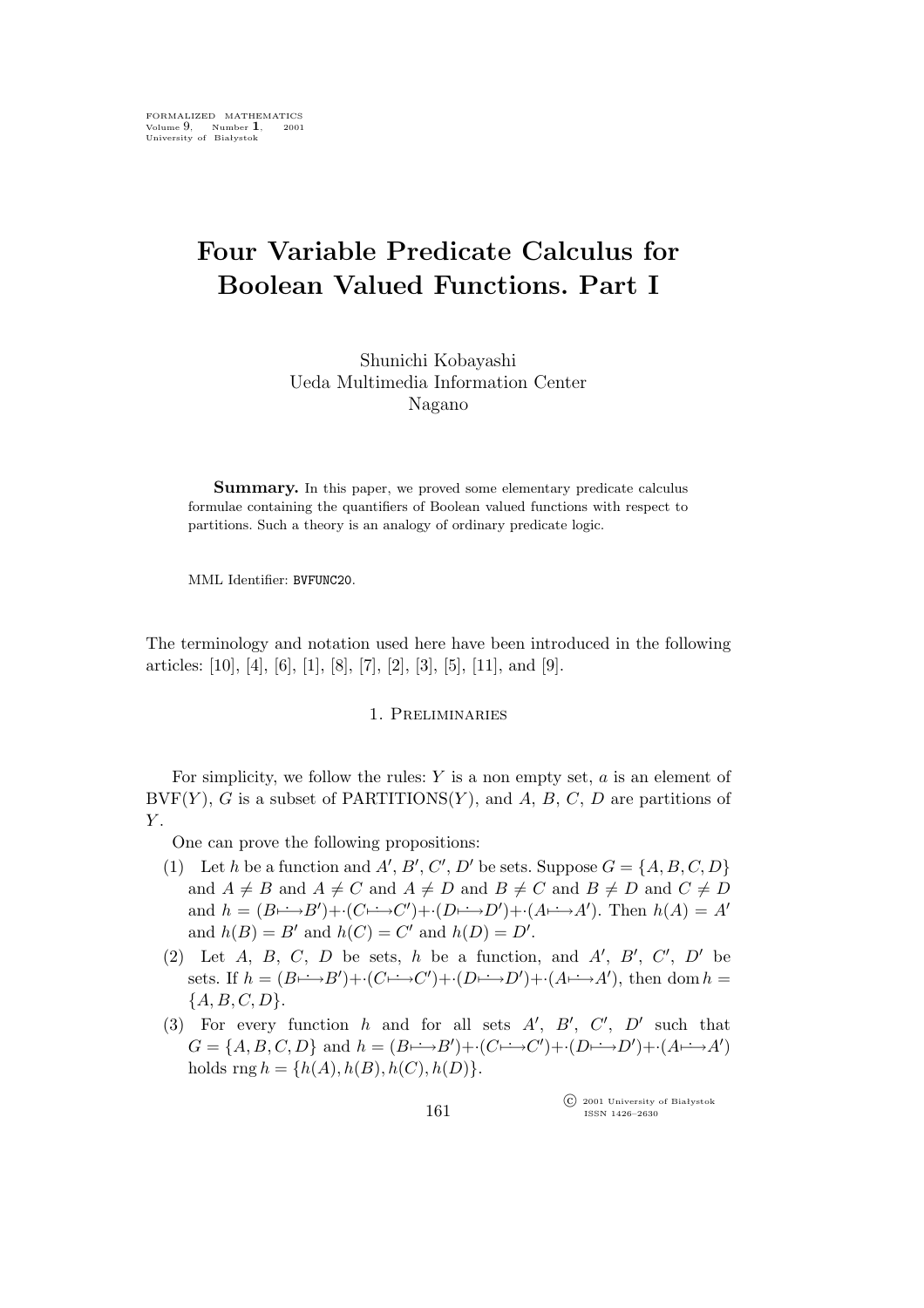# Four Variable Predicate Calculus for Boolean Valued Functions. Part I

Shunichi Kobayashi
Ueda Multimedia Information Center
Nagano

**Summary.** In this paper, we proved some elementary predicate calculus formulae containing the quantifiers of Boolean valued functions with respect to partitions. Such a theory is an analogy of ordinary predicate logic.

MML Identifier: BVFUNC20.

The terminology and notation used here have been introduced in the following articles: [10], [4], [6], [1], [8], [7], [2], [3], [5], [11], and [9].

## 1. Preliminaries

For simplicity, we follow the rules: $Y$ is a non empty set, $a$ is an element of $\mathrm{BVF}(Y)$, $G$ is a subset of $\mathrm{PARTITIONS}(Y)$, and $A$, $B$, $C$, $D$ are partitions of $Y$.

One can prove the following propositions:

(1) Let $h$ be a function and $A'$, $B'$, $C'$, $D'$ be sets. Suppose $G = \{A, B, C, D\}$ and $A \neq B$ and $A \neq C$ and $A \neq D$ and $B \neq C$ and $B \neq D$ and $C \neq D$ and $h = (B \dot{\longmapsto} B') +\cdot (C \dot{\longmapsto} C') +\cdot (D \dot{\longmapsto} D') +\cdot (A \dot{\longmapsto} A')$. Then $h(A) = A'$ and $h(B) = B'$ and $h(C) = C'$ and $h(D) = D'$.

(2) Let $A$, $B$, $C$, $D$ be sets, $h$ be a function, and $A'$, $B'$, $C'$, $D'$ be sets. If $h = (B \dot{\longmapsto} B') +\cdot (C \dot{\longmapsto} C') +\cdot (D \dot{\longmapsto} D') +\cdot (A \dot{\longmapsto} A')$, then $\mathrm{dom}\, h = \{A, B, C, D\}$.

(3) For every function $h$ and for all sets $A'$, $B'$, $C'$, $D'$ such that $G = \{A, B, C, D\}$ and $h = (B \dot{\longmapsto} B') +\cdot (C \dot{\longmapsto} C') +\cdot (D \dot{\longmapsto} D') +\cdot (A \dot{\longmapsto} A')$ holds $\mathrm{rng}\, h = \{h(A), h(B), h(C), h(D)\}$.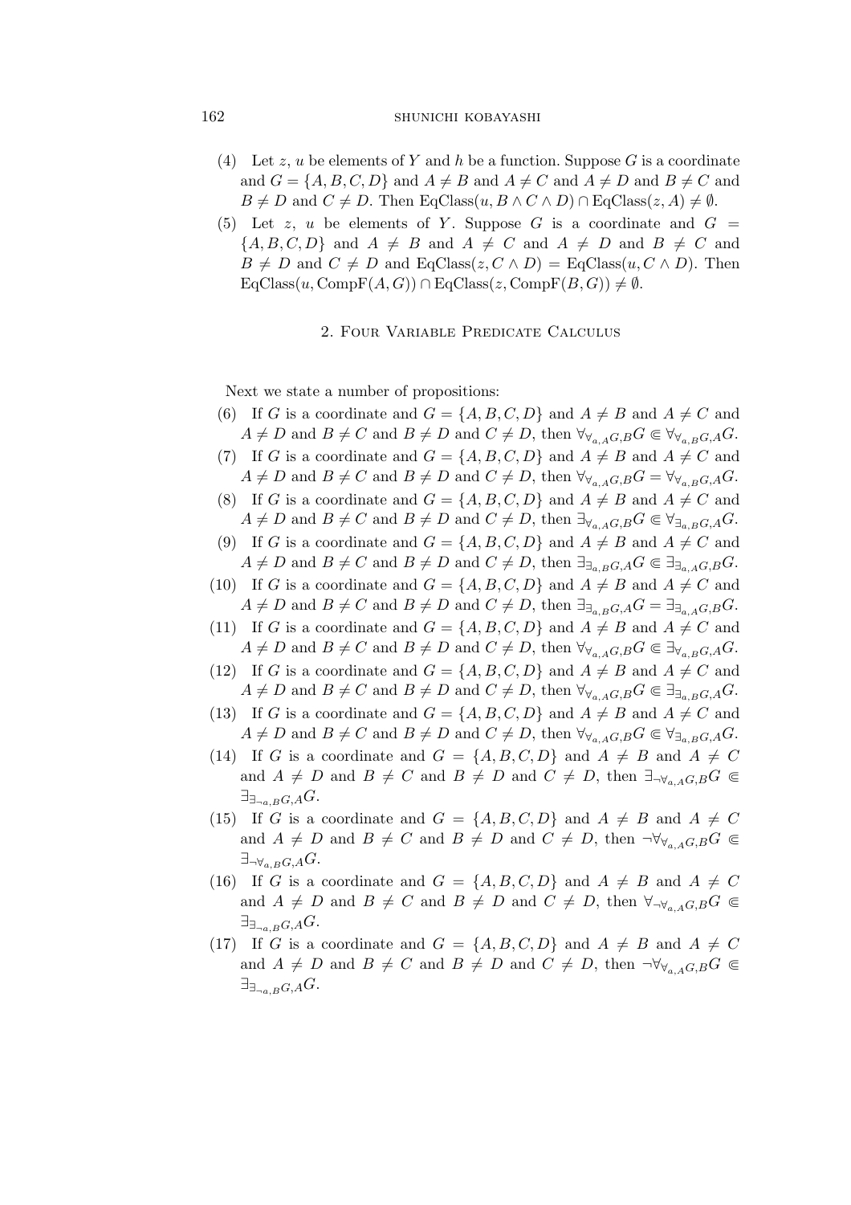(4) Let $z$, $u$ be elements of $Y$ and $h$ be a function. Suppose $G$ is a coordinate and $G = \{A, B, C, D\}$ and $A \neq B$ and $A \neq C$ and $A \neq D$ and $B \neq C$ and $B \neq D$ and $C \neq D$. Then $\mathrm{EqClass}(u, B \wedge C \wedge D) \cap \mathrm{EqClass}(z, A) \neq \emptyset$.

(5) Let $z$, $u$ be elements of $Y$. Suppose $G$ is a coordinate and $G = \{A, B, C, D\}$ and $A \neq B$ and $A \neq C$ and $A \neq D$ and $B \neq C$ and $B \neq D$ and $C \neq D$ and $\mathrm{EqClass}(z, C \wedge D) = \mathrm{EqClass}(u, C \wedge D)$. Then $\mathrm{EqClass}(u, \mathrm{CompF}(A, G)) \cap \mathrm{EqClass}(z, \mathrm{CompF}(B, G)) \neq \emptyset$.

## 2. Four Variable Predicate Calculus

Next we state a number of propositions:

(6) If $G$ is a coordinate and $G = \{A, B, C, D\}$ and $A \neq B$ and $A \neq C$ and $A \neq D$ and $B \neq C$ and $B \neq D$ and $C \neq D$, then $\forall_{\forall_{a,A}G,B}G \Subset \forall_{\forall_{a,B}G,A}G$.

(7) If $G$ is a coordinate and $G = \{A, B, C, D\}$ and $A \neq B$ and $A \neq C$ and $A \neq D$ and $B \neq C$ and $B \neq D$ and $C \neq D$, then $\forall_{\forall_{a,A}G,B}G = \forall_{\forall_{a,B}G,A}G$.

(8) If $G$ is a coordinate and $G = \{A, B, C, D\}$ and $A \neq B$ and $A \neq C$ and $A \neq D$ and $B \neq C$ and $B \neq D$ and $C \neq D$, then $\exists_{\forall_{a,A}G,B}G \Subset \forall_{\exists_{a,B}G,A}G$.

(9) If $G$ is a coordinate and $G = \{A, B, C, D\}$ and $A \neq B$ and $A \neq C$ and $A \neq D$ and $B \neq C$ and $B \neq D$ and $C \neq D$, then $\exists_{\exists_{a,B}G,A}G \Subset \exists_{\exists_{a,A}G,B}G$.

(10) If $G$ is a coordinate and $G = \{A, B, C, D\}$ and $A \neq B$ and $A \neq C$ and $A \neq D$ and $B \neq C$ and $B \neq D$ and $C \neq D$, then $\exists_{\exists_{a,B}G,A}G = \exists_{\exists_{a,A}G,B}G$.

(11) If $G$ is a coordinate and $G = \{A, B, C, D\}$ and $A \neq B$ and $A \neq C$ and $A \neq D$ and $B \neq C$ and $B \neq D$ and $C \neq D$, then $\forall_{\forall_{a,A}G,B}G \Subset \exists_{\forall_{a,B}G,A}G$.

(12) If $G$ is a coordinate and $G = \{A, B, C, D\}$ and $A \neq B$ and $A \neq C$ and $A \neq D$ and $B \neq C$ and $B \neq D$ and $C \neq D$, then $\forall_{\forall_{a,A}G,B}G \Subset \exists_{\exists_{a,B}G,A}G$.

(13) If $G$ is a coordinate and $G = \{A, B, C, D\}$ and $A \neq B$ and $A \neq C$ and $A \neq D$ and $B \neq C$ and $B \neq D$ and $C \neq D$, then $\forall_{\forall_{a,A}G,B}G \Subset \forall_{\exists_{a,B}G,A}G$.

(14) If $G$ is a coordinate and $G = \{A, B, C, D\}$ and $A \neq B$ and $A \neq C$ and $A \neq D$ and $B \neq C$ and $B \neq D$ and $C \neq D$, then $\exists_{\neg\forall_{a,A}G,B}G \Subset \exists_{\exists_{\neg a,B}G,A}G$.

(15) If $G$ is a coordinate and $G = \{A, B, C, D\}$ and $A \neq B$ and $A \neq C$ and $A \neq D$ and $B \neq C$ and $B \neq D$ and $C \neq D$, then $\neg\forall_{\forall_{a,A}G,B}G \Subset \exists_{\neg\forall_{a,B}G,A}G$.

(16) If $G$ is a coordinate and $G = \{A, B, C, D\}$ and $A \neq B$ and $A \neq C$ and $A \neq D$ and $B \neq C$ and $B \neq D$ and $C \neq D$, then $\forall_{\neg\forall_{a,A}G,B}G \Subset \exists_{\exists_{\neg a,B}G,A}G$.

(17) If $G$ is a coordinate and $G = \{A, B, C, D\}$ and $A \neq B$ and $A \neq C$ and $A \neq D$ and $B \neq C$ and $B \neq D$ and $C \neq D$, then $\neg\forall_{\forall_{a,A}G,B}G \Subset \exists_{\exists_{\neg a,B}G,A}G$.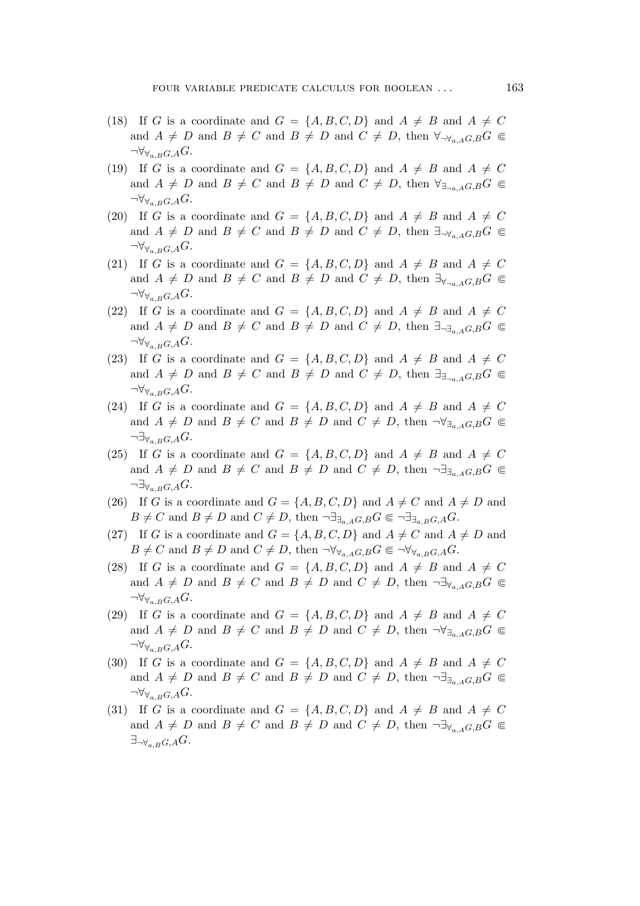(18) If $G$ is a coordinate and $G = \{A, B, C, D\}$ and $A \neq B$ and $A \neq C$ and $A \neq D$ and $B \neq C$ and $B \neq D$ and $C \neq D$, then $\forall_{\neg \forall_{a,A} G, B} G \Subset \neg \forall_{\forall_{a,B} G, A} G$.

(19) If $G$ is a coordinate and $G = \{A, B, C, D\}$ and $A \neq B$ and $A \neq C$ and $A \neq D$ and $B \neq C$ and $B \neq D$ and $C \neq D$, then $\forall_{\exists_{\neg a,A} G, B} G \Subset \neg \forall_{\forall_{a,B} G, A} G$.

(20) If $G$ is a coordinate and $G = \{A, B, C, D\}$ and $A \neq B$ and $A \neq C$ and $A \neq D$ and $B \neq C$ and $B \neq D$ and $C \neq D$, then $\exists_{\neg \forall_{a,A} G, B} G \Subset \neg \forall_{\forall_{a,B} G, A} G$.

(21) If $G$ is a coordinate and $G = \{A, B, C, D\}$ and $A \neq B$ and $A \neq C$ and $A \neq D$ and $B \neq C$ and $B \neq D$ and $C \neq D$, then $\exists_{\forall_{\neg a,A} G, B} G \Subset \neg \forall_{\forall_{a,B} G, A} G$.

(22) If $G$ is a coordinate and $G = \{A, B, C, D\}$ and $A \neq B$ and $A \neq C$ and $A \neq D$ and $B \neq C$ and $B \neq D$ and $C \neq D$, then $\exists_{\neg \exists_{a,A} G, B} G \Subset \neg \forall_{\forall_{a,B} G, A} G$.

(23) If $G$ is a coordinate and $G = \{A, B, C, D\}$ and $A \neq B$ and $A \neq C$ and $A \neq D$ and $B \neq C$ and $B \neq D$ and $C \neq D$, then $\exists_{\exists_{\neg a,A} G, B} G \Subset \neg \forall_{\forall_{a,B} G, A} G$.

(24) If $G$ is a coordinate and $G = \{A, B, C, D\}$ and $A \neq B$ and $A \neq C$ and $A \neq D$ and $B \neq C$ and $B \neq D$ and $C \neq D$, then $\neg \forall_{\exists_{a,A} G, B} G \Subset \neg \exists_{\forall_{a,B} G, A} G$.

(25) If $G$ is a coordinate and $G = \{A, B, C, D\}$ and $A \neq B$ and $A \neq C$ and $A \neq D$ and $B \neq C$ and $B \neq D$ and $C \neq D$, then $\neg \exists_{\exists_{a,A} G, B} G \Subset \neg \exists_{\forall_{a,B} G, A} G$.

(26) If $G$ is a coordinate and $G = \{A, B, C, D\}$ and $A \neq C$ and $A \neq D$ and $B \neq C$ and $B \neq D$ and $C \neq D$, then $\neg \exists_{\exists_{a,A} G, B} G \Subset \neg \exists_{\exists_{a,B} G, A} G$.

(27) If $G$ is a coordinate and $G = \{A, B, C, D\}$ and $A \neq C$ and $A \neq D$ and $B \neq C$ and $B \neq D$ and $C \neq D$, then $\neg \forall_{\forall_{a,A} G, B} G \Subset \neg \forall_{\forall_{a,B} G, A} G$.

(28) If $G$ is a coordinate and $G = \{A, B, C, D\}$ and $A \neq B$ and $A \neq C$ and $A \neq D$ and $B \neq C$ and $B \neq D$ and $C \neq D$, then $\neg \exists_{\forall_{a,A} G, B} G \Subset \neg \forall_{\forall_{a,B} G, A} G$.

(29) If $G$ is a coordinate and $G = \{A, B, C, D\}$ and $A \neq B$ and $A \neq C$ and $A \neq D$ and $B \neq C$ and $B \neq D$ and $C \neq D$, then $\neg \forall_{\exists_{a,A} G, B} G \Subset \neg \forall_{\forall_{a,B} G, A} G$.

(30) If $G$ is a coordinate and $G = \{A, B, C, D\}$ and $A \neq B$ and $A \neq C$ and $A \neq D$ and $B \neq C$ and $B \neq D$ and $C \neq D$, then $\neg \exists_{\exists_{a,A} G, B} G \Subset \neg \forall_{\forall_{a,B} G, A} G$.

(31) If $G$ is a coordinate and $G = \{A, B, C, D\}$ and $A \neq B$ and $A \neq C$ and $A \neq D$ and $B \neq C$ and $B \neq D$ and $C \neq D$, then $\neg \exists_{\forall_{a,A} G, B} G \Subset \exists_{\neg \forall_{a,B} G, A} G$.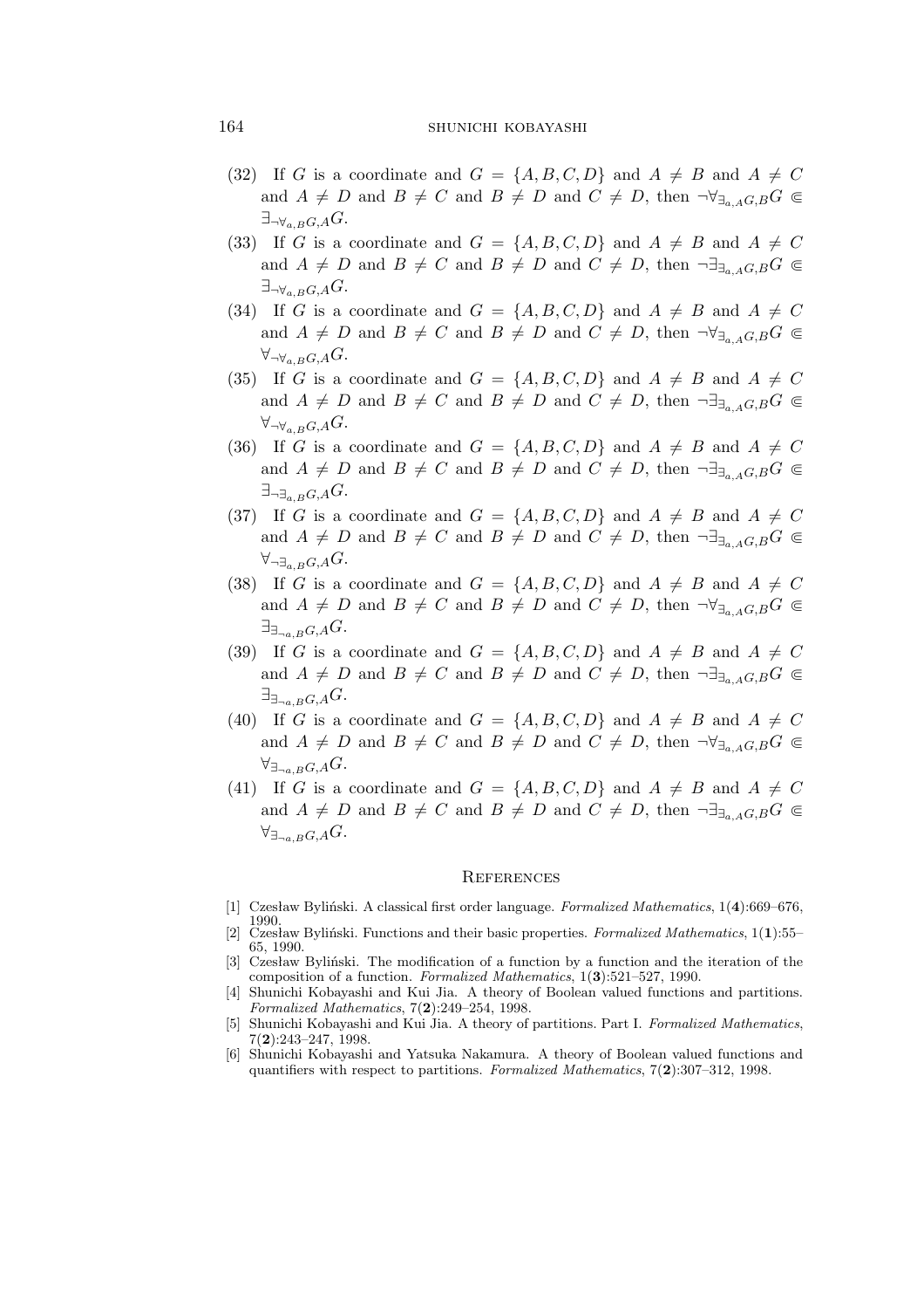(32) If $G$ is a coordinate and $G = \{A, B, C, D\}$ and $A \neq B$ and $A \neq C$ and $A \neq D$ and $B \neq C$ and $B \neq D$ and $C \neq D$, then $\neg\forall_{\exists_{a,A}G,B}G \Subset \exists_{\neg\forall_{a,B}G,A}G$.

(33) If $G$ is a coordinate and $G = \{A, B, C, D\}$ and $A \neq B$ and $A \neq C$ and $A \neq D$ and $B \neq C$ and $B \neq D$ and $C \neq D$, then $\neg\exists_{\exists_{a,A}G,B}G \Subset \exists_{\neg\forall_{a,B}G,A}G$.

(34) If $G$ is a coordinate and $G = \{A, B, C, D\}$ and $A \neq B$ and $A \neq C$ and $A \neq D$ and $B \neq C$ and $B \neq D$ and $C \neq D$, then $\neg\forall_{\exists_{a,A}G,B}G \Subset \forall_{\neg\forall_{a,B}G,A}G$.

(35) If $G$ is a coordinate and $G = \{A, B, C, D\}$ and $A \neq B$ and $A \neq C$ and $A \neq D$ and $B \neq C$ and $B \neq D$ and $C \neq D$, then $\neg\exists_{\exists_{a,A}G,B}G \Subset \forall_{\neg\forall_{a,B}G,A}G$.

(36) If $G$ is a coordinate and $G = \{A, B, C, D\}$ and $A \neq B$ and $A \neq C$ and $A \neq D$ and $B \neq C$ and $B \neq D$ and $C \neq D$, then $\neg\exists_{\exists_{a,A}G,B}G \Subset \exists_{\neg\exists_{a,B}G,A}G$.

(37) If $G$ is a coordinate and $G = \{A, B, C, D\}$ and $A \neq B$ and $A \neq C$ and $A \neq D$ and $B \neq C$ and $B \neq D$ and $C \neq D$, then $\neg\exists_{\exists_{a,A}G,B}G \Subset \forall_{\neg\exists_{a,B}G,A}G$.

(38) If $G$ is a coordinate and $G = \{A, B, C, D\}$ and $A \neq B$ and $A \neq C$ and $A \neq D$ and $B \neq C$ and $B \neq D$ and $C \neq D$, then $\neg\forall_{\exists_{a,A}G,B}G \Subset \exists_{\exists_{\neg a,B}G,A}G$.

(39) If $G$ is a coordinate and $G = \{A, B, C, D\}$ and $A \neq B$ and $A \neq C$ and $A \neq D$ and $B \neq C$ and $B \neq D$ and $C \neq D$, then $\neg\exists_{\exists_{a,A}G,B}G \Subset \exists_{\exists_{\neg a,B}G,A}G$.

(40) If $G$ is a coordinate and $G = \{A, B, C, D\}$ and $A \neq B$ and $A \neq C$ and $A \neq D$ and $B \neq C$ and $B \neq D$ and $C \neq D$, then $\neg\forall_{\exists_{a,A}G,B}G \Subset \forall_{\exists_{\neg a,B}G,A}G$.

(41) If $G$ is a coordinate and $G = \{A, B, C, D\}$ and $A \neq B$ and $A \neq C$ and $A \neq D$ and $B \neq C$ and $B \neq D$ and $C \neq D$, then $\neg\exists_{\exists_{a,A}G,B}G \Subset \forall_{\exists_{\neg a,B}G,A}G$.

## References

[1] Czesław Byliński. A classical first order language. *Formalized Mathematics*, 1(**4**):669–676, 1990.

[2] Czesław Byliński. Functions and their basic properties. *Formalized Mathematics*, 1(**1**):55–65, 1990.

[3] Czesław Byliński. The modification of a function by a function and the iteration of the composition of a function. *Formalized Mathematics*, 1(**3**):521–527, 1990.

[4] Shunichi Kobayashi and Kui Jia. A theory of Boolean valued functions and partitions. *Formalized Mathematics*, 7(**2**):249–254, 1998.

[5] Shunichi Kobayashi and Kui Jia. A theory of partitions. Part I. *Formalized Mathematics*, 7(**2**):243–247, 1998.

[6] Shunichi Kobayashi and Yatsuka Nakamura. A theory of Boolean valued functions and quantifiers with respect to partitions. *Formalized Mathematics*, 7(**2**):307–312, 1998.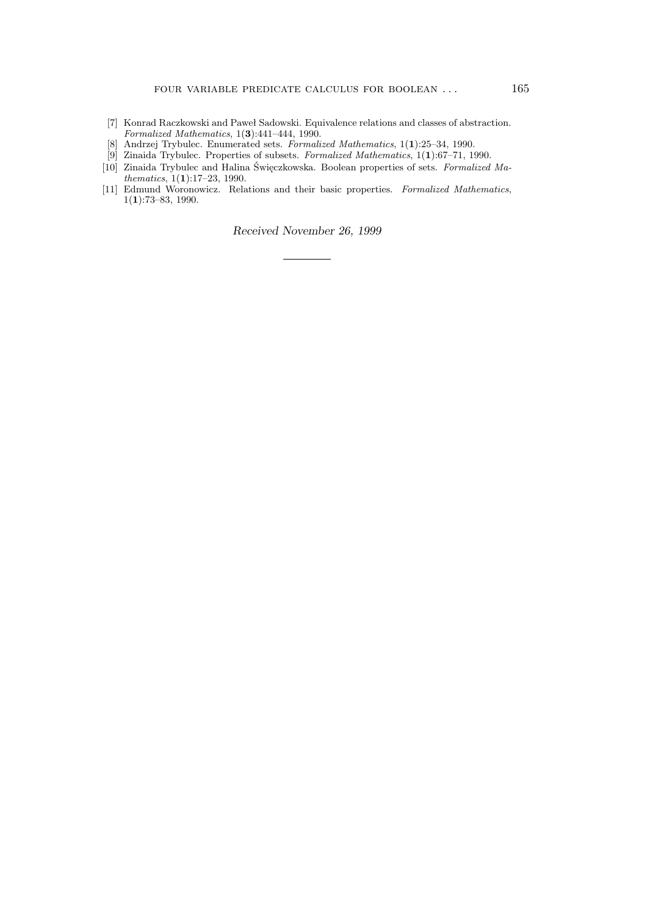[7] Konrad Raczkowski and Paweł Sadowski. Equivalence relations and classes of abstraction. *Formalized Mathematics*, 1(**3**):441–444, 1990.

[8] Andrzej Trybulec. Enumerated sets. *Formalized Mathematics*, 1(**1**):25–34, 1990.

[9] Zinaida Trybulec. Properties of subsets. *Formalized Mathematics*, 1(**1**):67–71, 1990.

[10] Zinaida Trybulec and Halina Święczkowska. Boolean properties of sets. *Formalized Mathematics*, 1(**1**):17–23, 1990.

[11] Edmund Woronowicz. Relations and their basic properties. *Formalized Mathematics*, 1(**1**):73–83, 1990.

*Received November 26, 1999*